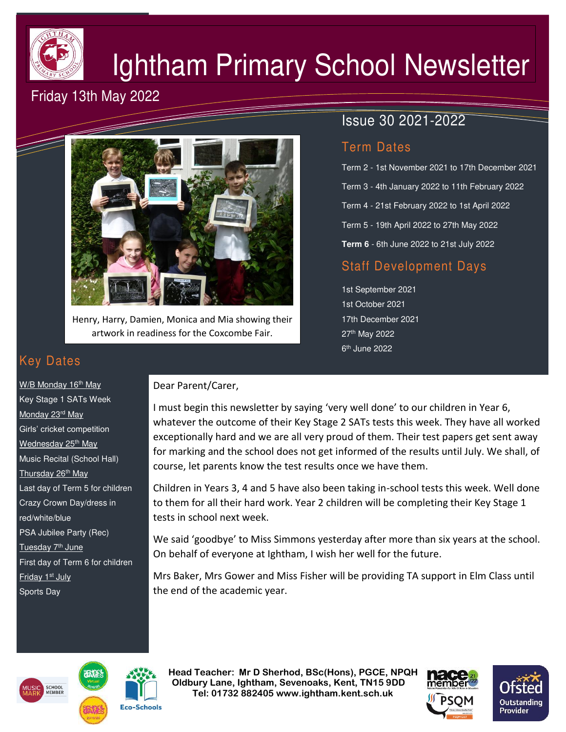# Ightham Primary School Newsletter

Friday 13th May 2022

Issue 30 2021-2022

Henry, Harry, Damien, Monica and Mia showing their artwork in readiness for the Coxcombe Fair.

## Term Dates

Term 2 - 1st November 2021 to 17th December 2021

Term 3 - 4th January 2022 to 11th February 2022

Term 4 - 21st February 2022 to 1st April 2022

Term 5 - 19th April 2022 to 27th May 2022

**Term 6** - 6th June 2022 to 21st July 2022

## Staff Development Days

1st September 2021

1st October 2021

17th December 2021

27th May 2022

6th June 2022

## Key Dates

W/B Monday 16th May
Key Stage 1 SATs Week

Monday 23rd May
Girls' cricket competition

Wednesday 25th May
Music Recital (School Hall)

Thursday 26th May
Last day of Term 5 for children
Crazy Crown Day/dress in red/white/blue
PSA Jubilee Party (Rec)

Tuesday 7th June
First day of Term 6 for children

Friday 1st July
Sports Day

Dear Parent/Carer,

I must begin this newsletter by saying 'very well done' to our children in Year 6, whatever the outcome of their Key Stage 2 SATs tests this week. They have all worked exceptionally hard and we are all very proud of them. Their test papers get sent away for marking and the school does not get informed of the results until July. We shall, of course, let parents know the test results once we have them.

Children in Years 3, 4 and 5 have also been taking in-school tests this week. Well done to them for all their hard work. Year 2 children will be completing their Key Stage 1 tests in school next week.

We said 'goodbye' to Miss Simmons yesterday after more than six years at the school. On behalf of everyone at Ightham, I wish her well for the future.

Mrs Baker, Mrs Gower and Miss Fisher will be providing TA support in Elm Class until the end of the academic year.

**Head Teacher: Mr D Sherhod, BSc(Hons), PGCE, NPQH**
**Oldbury Lane, Ightham, Sevenoaks, Kent, TN15 9DD**
**Tel: 01732 882405 www.ightham.kent.sch.uk**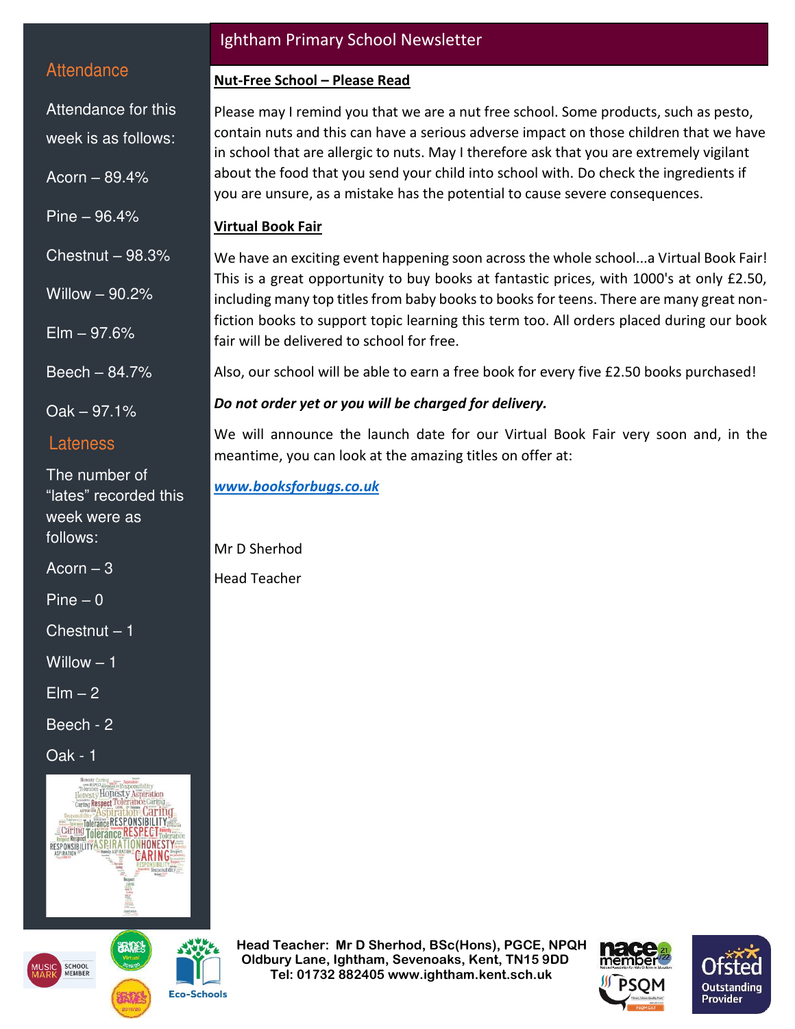# Ightham Primary School Newsletter

## Attendance

Attendance for this week is as follows:

Acorn – 89.4%

Pine – 96.4%

Chestnut – 98.3%

Willow – 90.2%

Elm – 97.6%

Beech – 84.7%

Oak – 97.1%

## Lateness

The number of "lates" recorded this week were as follows:

Acorn – 3

Pine – 0

Chestnut – 1

Willow – 1

Elm – 2

Beech - 2

Oak - 1

## Nut-Free School – Please Read

Please may I remind you that we are a nut free school. Some products, such as pesto, contain nuts and this can have a serious adverse impact on those children that we have in school that are allergic to nuts. May I therefore ask that you are extremely vigilant about the food that you send your child into school with. Do check the ingredients if you are unsure, as a mistake has the potential to cause severe consequences.

## Virtual Book Fair

We have an exciting event happening soon across the whole school...a Virtual Book Fair! This is a great opportunity to buy books at fantastic prices, with 1000's at only £2.50, including many top titles from baby books to books for teens. There are many great non-fiction books to support topic learning this term too. All orders placed during our book fair will be delivered to school for free.

Also, our school will be able to earn a free book for every five £2.50 books purchased!

***Do not order yet or you will be charged for delivery.***

We will announce the launch date for our Virtual Book Fair very soon and, in the meantime, you can look at the amazing titles on offer at:

***www.booksforbugs.co.uk***

Mr D Sherhod

Head Teacher

**Head Teacher: Mr D Sherhod, BSc(Hons), PGCE, NPQH**
**Oldbury Lane, Ightham, Sevenoaks, Kent, TN15 9DD**
**Tel: 01732 882405 www.ightham.kent.sch.uk**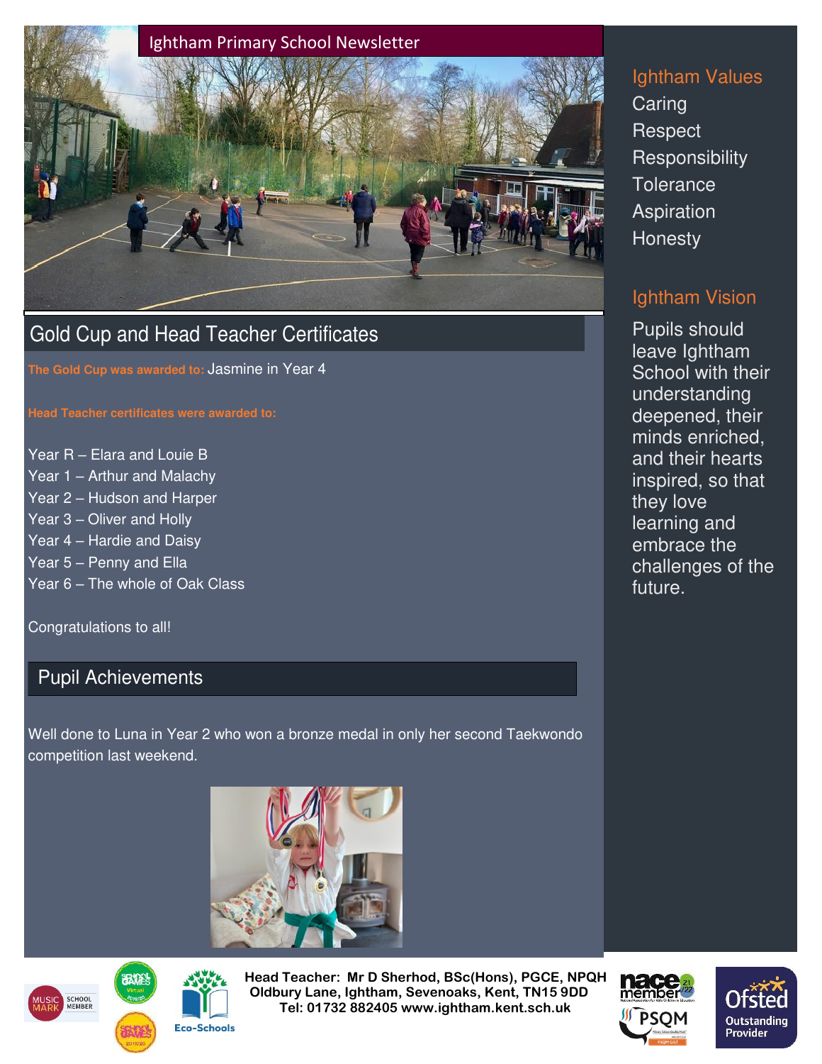Ightham Primary School Newsletter

## Gold Cup and Head Teacher Certificates

**The Gold Cup was awarded to:** Jasmine in Year 4

**Head Teacher certificates were awarded to:**

Year R – Elara and Louie B
Year 1 – Arthur and Malachy
Year 2 – Hudson and Harper
Year 3 – Oliver and Holly
Year 4 – Hardie and Daisy
Year 5 – Penny and Ella
Year 6 – The whole of Oak Class

Congratulations to all!

## Pupil Achievements

Well done to Luna in Year 2 who won a bronze medal in only her second Taekwondo competition last weekend.

## Ightham Values

Caring
Respect
Responsibility
Tolerance
Aspiration
Honesty

## Ightham Vision

Pupils should leave Ightham School with their understanding deepened, their minds enriched, and their hearts inspired, so that they love learning and embrace the challenges of the future.

**Head Teacher: Mr D Sherhod, BSc(Hons), PGCE, NPQH**
**Oldbury Lane, Ightham, Sevenoaks, Kent, TN15 9DD**
**Tel: 01732 882405 www.ightham.kent.sch.uk**